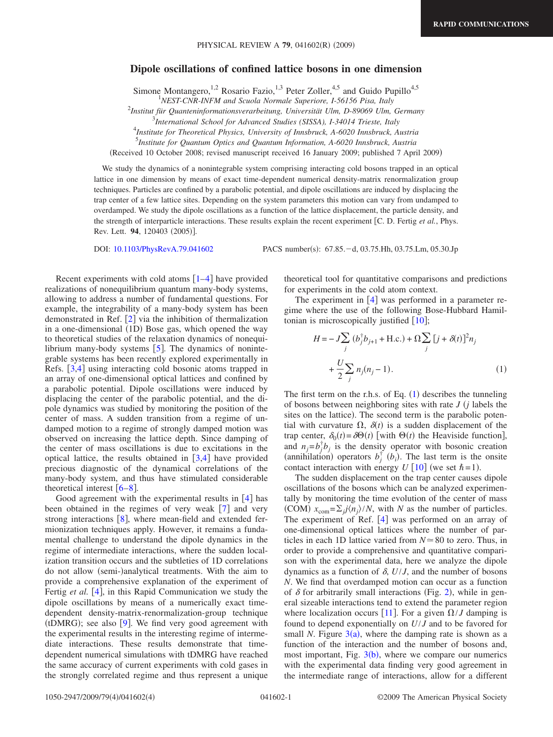# Dipole oscillations of confined lattice bosons in one dimension

Simone Montangero,[1,2] Rosario Fazio,[1,3] Peter Zoller,[4,5] and Guido Pupillo[4,5]

[1]NEST-CNR-INFM and Scuola Normale Superiore, I-56156 Pisa, Italy

[2]Institut für Quanteninformationsverarbeitung, Universität Ulm, D-89069 Ulm, Germany

[3]International School for Advanced Studies (SISSA), I-34014 Trieste, Italy

[4]Institute for Theoretical Physics, University of Innsbruck, A-6020 Innsbruck, Austria

[5]Institute for Quantum Optics and Quantum Information, A-6020 Innsbruck, Austria

(Received 10 October 2008; revised manuscript received 16 January 2009; published 7 April 2009)

We study the dynamics of a nonintegrable system comprising interacting cold bosons trapped in an optical lattice in one dimension by means of exact time-dependent numerical density-matrix renormalization group techniques. Particles are confined by a parabolic potential, and dipole oscillations are induced by displacing the trap center of a few lattice sites. Depending on the system parameters this motion can vary from undamped to overdamped. We study the dipole oscillations as a function of the lattice displacement, the particle density, and the strength of interparticle interactions. These results explain the recent experiment [C. D. Fertig *et al.*, Phys. Rev. Lett. **94**, 120403 (2005)].

DOI: 10.1103/PhysRevA.79.041602 PACS number(s): 67.85.−d, 03.75.Hh, 03.75.Lm, 05.30.Jp

Recent experiments with cold atoms [1–4] have provided realizations of nonequilibrium quantum many-body systems, allowing to address a number of fundamental questions. For example, the integrability of a many-body system has been demonstrated in Ref. [2] via the inhibition of thermalization in a one-dimensional (1D) Bose gas, which opened the way to theoretical studies of the relaxation dynamics of nonequilibrium many-body systems [5]. The dynamics of nonintegrable systems has been recently explored experimentally in Refs. [3,4] using interacting cold bosonic atoms trapped in an array of one-dimensional optical lattices and confined by a parabolic potential. Dipole oscillations were induced by displacing the center of the parabolic potential, and the dipole dynamics was studied by monitoring the position of the center of mass. A sudden transition from a regime of undamped motion to a regime of strongly damped motion was observed on increasing the lattice depth. Since damping of the center of mass oscillations is due to excitations in the optical lattice, the results obtained in [3,4] have provided precious diagnostic of the dynamical correlations of the many-body system, and thus have stimulated considerable theoretical interest [6–8].

Good agreement with the experimental results in [4] has been obtained in the regimes of very weak [7] and very strong interactions [8], where mean-field and extended fermionization techniques apply. However, it remains a fundamental challenge to understand the dipole dynamics in the regime of intermediate interactions, where the sudden localization transition occurs and the subtleties of 1D correlations do not allow (semi-)analytical treatments. With the aim to provide a comprehensive explanation of the experiment of Fertig *et al.* [4], in this Rapid Communication we study the dipole oscillations by means of a numerically exact time-dependent density-matrix-renormalization-group technique (tDMRG); see also [9]. We find very good agreement with the experimental results in the interesting regime of intermediate interactions. These results demonstrate that time-dependent numerical simulations with tDMRG have reached the same accuracy of current experiments with cold gases in the strongly correlated regime and thus represent a unique theoretical tool for quantitative comparisons and predictions for experiments in the cold atom context.

The experiment in [4] was performed in a parameter regime where the use of the following Bose-Hubbard Hamiltonian is microscopically justified [10];

$$H = -J\sum_j (b_j^\dagger b_{j+1} + \text{H.c.}) + \Omega \sum_j [j + \delta(t)]^2 n_j + \frac{U}{2}\sum_j n_j(n_j - 1). \tag{1}$$

The first term on the r.h.s. of Eq. (1) describes the tunneling of bosons between neighboring sites with rate $J$ ($j$ labels the sites on the lattice). The second term is the parabolic potential with curvature $\Omega$, $\delta(t)$ is a sudden displacement of the trap center, $\delta_0(t)=\delta\Theta(t)$ [with $\Theta(t)$ the Heaviside function], and $n_j=b_j^\dagger b_j$ is the density operator with bosonic creation (annihilation) operators $b_j^\dagger$ ($b_j$). The last term is the onsite contact interaction with energy $U$ [10] (we set $\hbar=1$).

The sudden displacement on the trap center causes dipole oscillations of the bosons which can be analyzed experimentally by monitoring the time evolution of the center of mass (COM) $x_{\text{com}}=\Sigma_j j\langle n_j\rangle/N$, with $N$ as the number of particles. The experiment of Ref. [4] was performed on an array of one-dimensional optical lattices where the number of particles in each 1D lattice varied from $N\simeq 80$ to zero. Thus, in order to provide a comprehensive and quantitative comparison with the experimental data, here we analyze the dipole dynamics as a function of $\delta$, $U/J$, and the number of bosons $N$. We find that overdamped motion can occur as a function of $\delta$ for arbitrarily small interactions (Fig. 2), while in general sizeable interactions tend to extend the parameter region where localization occurs [11]. For a given $\Omega/J$ damping is found to depend exponentially on $U/J$ and to be favored for small $N$. Figure 3(a), where the damping rate is shown as a function of the interaction and the number of bosons and, most important, Fig. 3(b), where we compare our numerics with the experimental data finding very good agreement in the intermediate range of interactions, allow for a different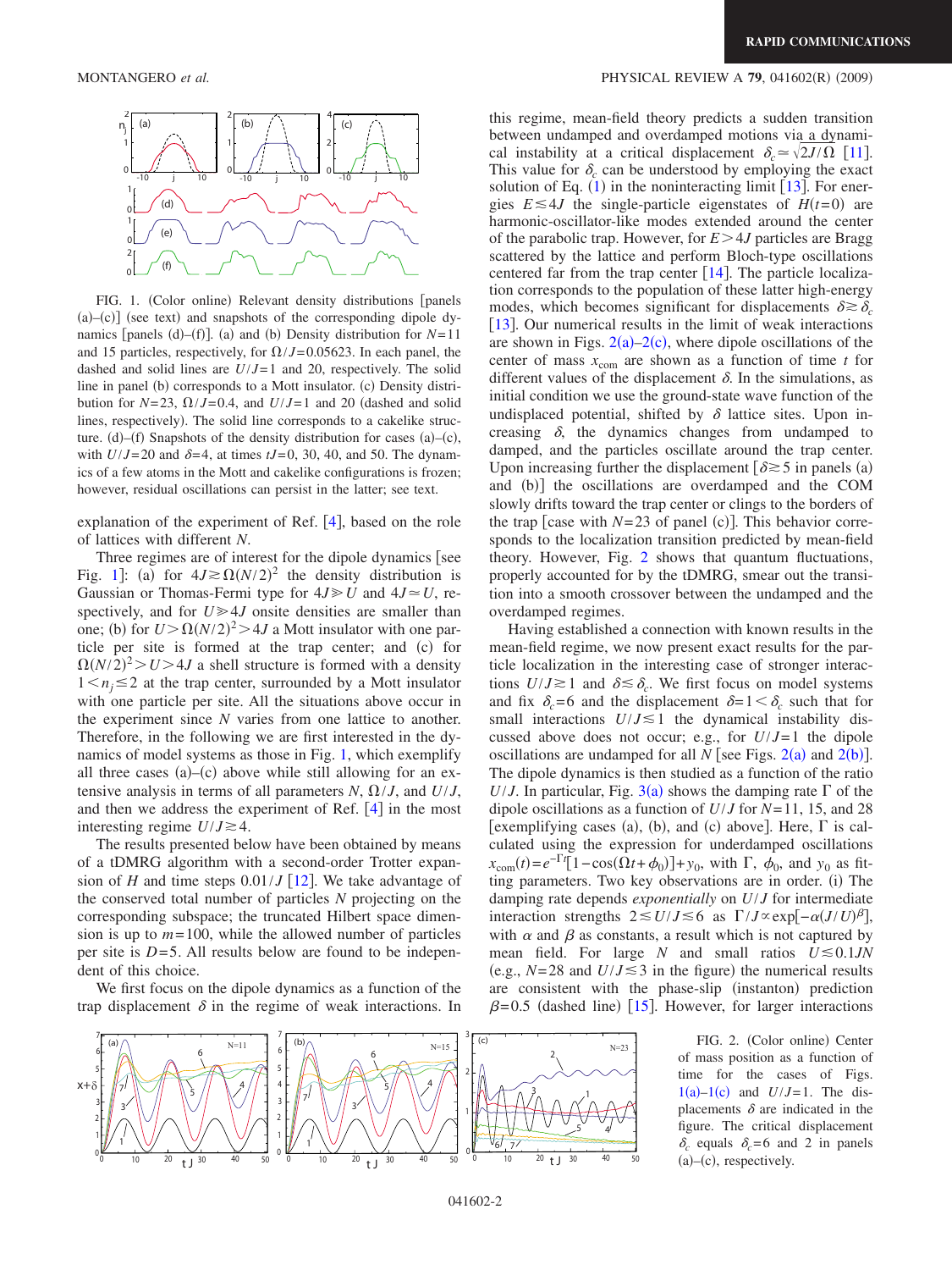FIG. 1. (Color online) Relevant density distributions [panels (a)–(c)] (see text) and snapshots of the corresponding dipole dynamics [panels (d)–(f)]. (a) and (b) Density distribution for $N=11$ and 15 particles, respectively, for $\Omega/J=0.05623$. In each panel, the dashed and solid lines are $U/J=1$ and 20, respectively. The solid line in panel (b) corresponds to a Mott insulator. (c) Density distribution for $N=23$, $\Omega/J=0.4$, and $U/J=1$ and 20 (dashed and solid lines, respectively). The solid line corresponds to a cakelike structure. (d)–(f) Snapshots of the density distribution for cases (a)–(c), with $U/J=20$ and $\delta=4$, at times $tJ=0$, 30, 40, and 50. The dynamics of a few atoms in the Mott and cakelike configurations is frozen; however, residual oscillations can persist in the latter; see text.

explanation of the experiment of Ref. [4], based on the role of lattices with different $N$.

Three regimes are of interest for the dipole dynamics [see Fig. 1]: (a) for $4J \gtrsim \Omega(N/2)^2$ the density distribution is Gaussian or Thomas-Fermi type for $4J \gg U$ and $4J \simeq U$, respectively, and for $U \gg 4J$ onsite densities are smaller than one; (b) for $U > \Omega(N/2)^2 > 4J$ a Mott insulator with one particle per site is formed at the trap center; and (c) for $\Omega(N/2)^2 > U > 4J$ a shell structure is formed with a density $1 < n_j \lesssim 2$ at the trap center, surrounded by a Mott insulator with one particle per site. All the situations above occur in the experiment since $N$ varies from one lattice to another. Therefore, in the following we are first interested in the dynamics of model systems as those in Fig. 1, which exemplify all three cases (a)–(c) above while still allowing for an extensive analysis in terms of all parameters $N$, $\Omega/J$, and $U/J$, and then we address the experiment of Ref. [4] in the most interesting regime $U/J \gtrsim 4$.

The results presented below have been obtained by means of a tDMRG algorithm with a second-order Trotter expansion of $H$ and time steps $0.01/J$ [12]. We take advantage of the conserved total number of particles $N$ projecting on the corresponding subspace; the truncated Hilbert space dimension is up to $m=100$, while the allowed number of particles per site is $D=5$. All results below are found to be independent of this choice.

We first focus on the dipole dynamics as a function of the trap displacement $\delta$ in the regime of weak interactions. In this regime, mean-field theory predicts a sudden transition between undamped and overdamped motions via a dynamical instability at a critical displacement $\delta_c \simeq \sqrt{2J/\Omega}$ [11]. This value for $\delta_c$ can be understood by employing the exact solution of Eq. (1) in the noninteracting limit [13]. For energies $E \lesssim 4J$ the single-particle eigenstates of $H(t=0)$ are harmonic-oscillator-like modes extended around the center of the parabolic trap. However, for $E > 4J$ particles are Bragg scattered by the lattice and perform Bloch-type oscillations centered far from the trap center [14]. The particle localization corresponds to the population of these latter high-energy modes, which becomes significant for displacements $\delta \gtrsim \delta_c$ [13]. Our numerical results in the limit of weak interactions are shown in Figs. 2(a)–2(c), where dipole oscillations of the center of mass $x_{\mathrm{com}}$ are shown as a function of time $t$ for different values of the displacement $\delta$. In the simulations, as initial condition we use the ground-state wave function of the undisplaced potential, shifted by $\delta$ lattice sites. Upon increasing $\delta$, the dynamics changes from undamped to damped, and the particles oscillate around the trap center. Upon increasing further the displacement [$\delta \gtrsim 5$ in panels (a) and (b)] the oscillations are overdamped and the COM slowly drifts toward the trap center or clings to the borders of the trap [case with $N=23$ of panel (c)]. This behavior corresponds to the localization transition predicted by mean-field theory. However, Fig. 2 shows that quantum fluctuations, properly accounted for by the tDMRG, smear out the transition into a smooth crossover between the undamped and the overdamped regimes.

Having established a connection with known results in the mean-field regime, we now present exact results for the particle localization in the interesting case of stronger interactions $U/J \gtrsim 1$ and $\delta \lesssim \delta_c$. We first focus on model systems and fix $\delta_c=6$ and the displacement $\delta=1 < \delta_c$ such that for small interactions $U/J \lesssim 1$ the dynamical instability discussed above does not occur; e.g., for $U/J=1$ the dipole oscillations are undamped for all $N$ [see Figs. 2(a) and 2(b)]. The dipole dynamics is then studied as a function of the ratio $U/J$. In particular, Fig. 3(a) shows the damping rate $\Gamma$ of the dipole oscillations as a function of $U/J$ for $N=11$, 15, and 28 [exemplifying cases (a), (b), and (c) above]. Here, $\Gamma$ is calculated using the expression for underdamped oscillations $x_{\mathrm{com}}(t)=e^{-\Gamma t}[1-\cos(\Omega t+\phi_0)]+y_0$, with $\Gamma$, $\phi_0$, and $y_0$ as fitting parameters. Two key observations are in order. (i) The damping rate depends *exponentially* on $U/J$ for intermediate interaction strengths $2 \lesssim U/J \lesssim 6$ as $\Gamma/J \propto \exp[-\alpha(J/U)^{\beta}]$, with $\alpha$ and $\beta$ as constants, a result which is not captured by mean field. For large $N$ and small ratios $U \lesssim 0.1JN$ (e.g., $N=28$ and $U/J \lesssim 3$ in the figure) the numerical results are consistent with the phase-slip (instanton) prediction $\beta=0.5$ (dashed line) [15]. However, for larger interactions

FIG. 2. (Color online) Center of mass position as a function of time for the cases of Figs. 1(a)–1(c) and $U/J=1$. The displacements $\delta$ are indicated in the figure. The critical displacement $\delta_c$ equals $\delta_c=6$ and 2 in panels (a)–(c), respectively.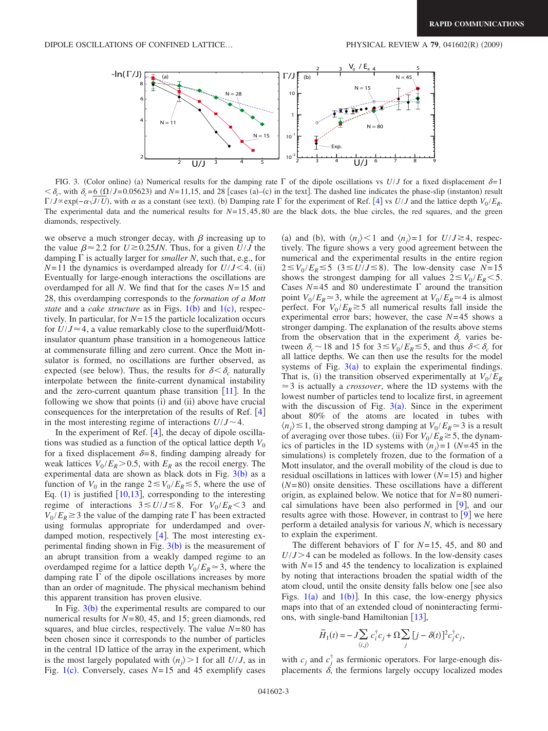FIG. 3. (Color online) (a) Numerical results for the damping rate $\Gamma$ of the dipole oscillations vs $U/J$ for a fixed displacement $\delta=1<\delta_c$, with $\delta_c=6$ ($\Omega/J=0.05623$) and $N=11,15$, and 28 [cases (a)–(c) in the text]. The dashed line indicates the phase-slip (instanton) result $\Gamma/J\propto\exp(-\alpha\sqrt{J/U})$, with $\alpha$ as a constant (see text). (b) Damping rate $\Gamma$ for the experiment of Ref. [4] vs $U/J$ and the lattice depth $V_0/E_R$. The experimental data and the numerical results for $N=15,45,80$ are the black dots, the blue circles, the red squares, and the green diamonds, respectively.

we observe a much stronger decay, with $\beta$ increasing up to the value $\beta\simeq 2.2$ for $U\gtrsim 0.25JN$. Thus, for a given $U/J$ the damping $\Gamma$ is actually larger for *smaller* $N$, such that, e.g., for $N=11$ the dynamics is overdamped already for $U/J<4$. (ii) Eventually for large-enough interactions the oscillations are overdamped for all $N$. We find that for the cases $N=15$ and 28, this overdamping corresponds to the *formation of a Mott state* and a *cake structure* as in Figs. 1(b) and 1(c), respectively. In particular, for $N=15$ the particle localization occurs for $U/J\simeq 4$, a value remarkably close to the superfluid/Mott-insulator quantum phase transition in a homogeneous lattice at commensurate filling and zero current. Once the Mott insulator is formed, no oscillations are further observed, as expected (see below). Thus, the results for $\delta<\delta_c$ naturally interpolate between the finite-current dynamical instability and the zero-current quantum phase transition [11]. In the following we show that points (i) and (ii) above have crucial consequences for the interpretation of the results of Ref. [4] in the most interesting regime of interactions $U/J\sim 4$.

In the experiment of Ref. [4], the decay of dipole oscillations was studied as a function of the optical lattice depth $V_0$ for a fixed displacement $\delta=8$, finding damping already for weak lattices $V_0/E_R>0.5$, with $E_R$ as the recoil energy. The experimental data are shown as black dots in Fig. 3(b) as a function of $V_0$ in the range $2\lesssim V_0/E_R\lesssim 5$, where the use of Eq. (1) is justified [10,13], corresponding to the interesting regime of interactions $3\lesssim U/J\lesssim 8$. For $V_0/E_R<3$ and $V_0/E_R\gtrsim 3$ the value of the damping rate $\Gamma$ has been extracted using formulas appropriate for underdamped and overdamped motion, respectively [4]. The most interesting experimental finding shown in Fig. 3(b) is the measurement of an abrupt transition from a weakly damped regime to an overdamped regime for a lattice depth $V_0/E_R\simeq 3$, where the damping rate $\Gamma$ of the dipole oscillations increases by more than an order of magnitude. The physical mechanism behind this apparent transition has proven elusive.

In Fig. 3(b) the experimental results are compared to our numerical results for $N=80$, 45, and 15; green diamonds, red squares, and blue circles, respectively. The value $N=80$ has been chosen since it corresponds to the number of particles in the central 1D lattice of the array in the experiment, which is the most largely populated with $\langle n_j\rangle>1$ for all $U/J$, as in Fig. 1(c). Conversely, cases $N=15$ and 45 exemplify cases (a) and (b), with $\langle n_j\rangle<1$ and $\langle n_j\rangle=1$ for $U/J\gtrsim 4$, respectively. The figure shows a very good agreement between the numerical and the experimental results in the entire region $2\lesssim V_0/E_R\lesssim 5$ $(3\lesssim U/J\lesssim 8)$. The low-density case $N=15$ shows the strongest damping for all values $2\lesssim V_0/E_R<5$. Cases $N=45$ and 80 underestimate $\Gamma$ around the transition point $V_0/E_R\simeq 3$, while the agreement at $V_0/E_R\simeq 4$ is almost perfect. For $V_0/E_R\gtrsim 5$ all numerical results fall inside the experimental error bars; however, the case $N=45$ shows a stronger damping. The explanation of the results above stems from the observation that in the experiment $\delta_c$ varies between $\delta_c\sim 18$ and 15 for $3\lesssim V_0/E_R\lesssim 5$, and thus $\delta<\delta_c$ for all lattice depths. We can then use the results for the model systems of Fig. 3(a) to explain the experimental findings. That is, (i) the transition observed experimentally at $V_0/E_R\simeq 3$ is actually a *crossover*, where the 1D systems with the lowest number of particles tend to localize first, in agreement with the discussion of Fig. 3(a). Since in the experiment about 80% of the atoms are located in tubes with $\langle n_j\rangle\lesssim 1$, the observed strong damping at $V_0/E_R\simeq 3$ is a result of averaging over those tubes. (ii) For $V_0/E_R\gtrsim 5$, the dynamics of particles in the 1D systems with $\langle n_j\rangle=1$ ($N=45$ in the simulations) is completely frozen, due to the formation of a Mott insulator, and the overall mobility of the cloud is due to residual oscillations in lattices with lower ($N=15$) and higher ($N=80$) onsite densities. These oscillations have a different origin, as explained below. We notice that for $N=80$ numerical simulations have been also performed in [9], and our results agree with those. However, in contrast to [9] we here perform a detailed analysis for various $N$, which is necessary to explain the experiment.

The different behaviors of $\Gamma$ for $N=15$, 45, and 80 and $U/J>4$ can be modeled as follows. In the low-density cases with $N=15$ and 45 the tendency to localization is explained by noting that interactions broaden the spatial width of the atom cloud, until the onsite density falls below one [see also Figs. 1(a) and 1(b)]. In this case, the low-energy physics maps into that of an extended cloud of noninteracting fermions, with single-band Hamiltonian [13],

$$\tilde{H}_1(t)=-J\sum_{\langle i,j\rangle}c_i^\dagger c_j+\Omega\sum_j[j-\delta(t)]^2c_j^\dagger c_j,$$

with $c_j$ and $c_j^\dagger$ as fermionic operators. For large-enough displacements $\delta$, the fermions largely occupy localized modes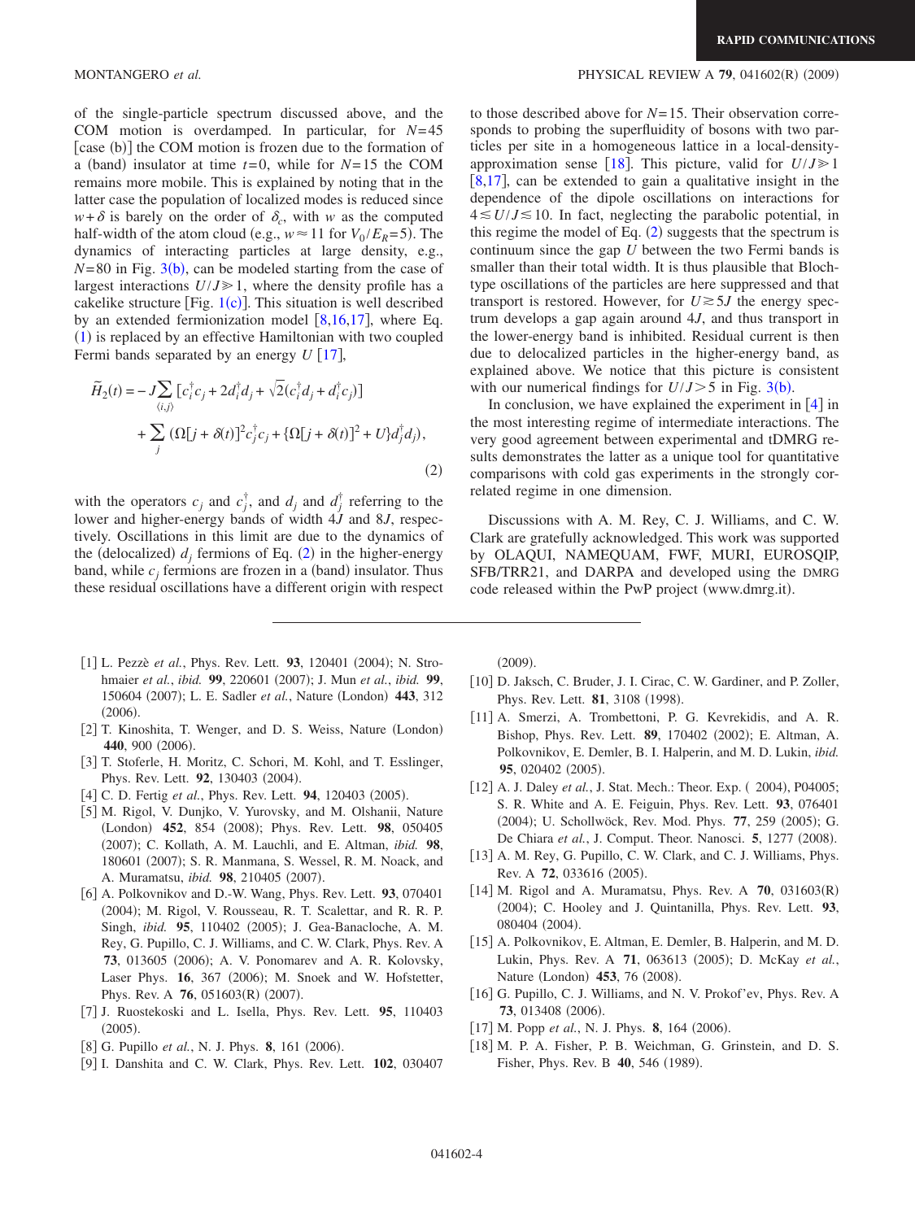of the single-particle spectrum discussed above, and the COM motion is overdamped. In particular, for $N=45$ [case (b)] the COM motion is frozen due to the formation of a (band) insulator at time $t=0$, while for $N=15$ the COM remains more mobile. This is explained by noting that in the latter case the population of localized modes is reduced since $w+\delta$ is barely on the order of $\delta_c$, with $w$ as the computed half-width of the atom cloud (e.g., $w \approx 11$ for $V_0/E_R=5$). The dynamics of interacting particles at large density, e.g., $N=80$ in Fig. 3(b), can be modeled starting from the case of largest interactions $U/J \gg 1$, where the density profile has a cakelike structure [Fig. 1(c)]. This situation is well described by an extended fermionization model [8,16,17], where Eq. (1) is replaced by an effective Hamiltonian with two coupled Fermi bands separated by an energy $U$ [17],

$$\tilde{H}_2(t) = -J\sum_{\langle i,j\rangle} [c_i^\dagger c_j + 2d_i^\dagger d_j + \sqrt{2}(c_i^\dagger d_j + d_i^\dagger c_j)] + \sum_j (\Omega[j+\delta(t)]^2 c_j^\dagger c_j + \{\Omega[j+\delta(t)]^2 + U\} d_j^\dagger d_j), \tag{2}$$

with the operators $c_j$ and $c_j^\dagger$, and $d_j$ and $d_j^\dagger$ referring to the lower and higher-energy bands of width $4J$ and $8J$, respectively. Oscillations in this limit are due to the dynamics of the (delocalized) $d_j$ fermions of Eq. (2) in the higher-energy band, while $c_j$ fermions are frozen in a (band) insulator. Thus these residual oscillations have a different origin with respect to those described above for $N=15$. Their observation corresponds to probing the superfluidity of bosons with two particles per site in a homogeneous lattice in a local-density-approximation sense [18]. This picture, valid for $U/J \gg 1$ [8,17], can be extended to gain a qualitative insight in the dependence of the dipole oscillations on interactions for $4 \lesssim U/J \lesssim 10$. In fact, neglecting the parabolic potential, in this regime the model of Eq. (2) suggests that the spectrum is continuum since the gap $U$ between the two Fermi bands is smaller than their total width. It is thus plausible that Bloch-type oscillations of the particles are here suppressed and that transport is restored. However, for $U \gtrsim 5J$ the energy spectrum develops a gap again around $4J$, and thus transport in the lower-energy band is inhibited. Residual current is then due to delocalized particles in the higher-energy band, as explained above. We notice that this picture is consistent with our numerical findings for $U/J > 5$ in Fig. 3(b).

In conclusion, we have explained the experiment in [4] in the most interesting regime of intermediate interactions. The very good agreement between experimental and tDMRG results demonstrates the latter as a unique tool for quantitative comparisons with cold gas experiments in the strongly correlated regime in one dimension.

Discussions with A. M. Rey, C. J. Williams, and C. W. Clark are gratefully acknowledged. This work was supported by OLAQUI, NAMEQUAM, FWF, MURI, EUROSQIP, SFB/TRR21, and DARPA and developed using the DMRG code released within the PwP project (www.dmrg.it).

[1] L. Pezzè *et al.*, Phys. Rev. Lett. **93**, 120401 (2004); N. Strohmaier *et al.*, *ibid.* **99**, 220601 (2007); J. Mun *et al.*, *ibid.* **99**, 150604 (2007); L. E. Sadler *et al.*, Nature (London) **443**, 312 (2006).

[2] T. Kinoshita, T. Wenger, and D. S. Weiss, Nature (London) **440**, 900 (2006).

[3] T. Stoferle, H. Moritz, C. Schori, M. Kohl, and T. Esslinger, Phys. Rev. Lett. **92**, 130403 (2004).

[4] C. D. Fertig *et al.*, Phys. Rev. Lett. **94**, 120403 (2005).

[5] M. Rigol, V. Dunjko, V. Yurovsky, and M. Olshanii, Nature (London) **452**, 854 (2008); Phys. Rev. Lett. **98**, 050405 (2007); C. Kollath, A. M. Lauchli, and E. Altman, *ibid.* **98**, 180601 (2007); S. R. Manmana, S. Wessel, R. M. Noack, and A. Muramatsu, *ibid.* **98**, 210405 (2007).

[6] A. Polkovnikov and D.-W. Wang, Phys. Rev. Lett. **93**, 070401 (2004); M. Rigol, V. Rousseau, R. T. Scalettar, and R. R. P. Singh, *ibid.* **95**, 110402 (2005); J. Gea-Banacloche, A. M. Rey, G. Pupillo, C. J. Williams, and C. W. Clark, Phys. Rev. A **73**, 013605 (2006); A. V. Ponomarev and A. R. Kolovsky, Laser Phys. **16**, 367 (2006); M. Snoek and W. Hofstetter, Phys. Rev. A **76**, 051603(R) (2007).

[7] J. Ruostekoski and L. Isella, Phys. Rev. Lett. **95**, 110403 (2005).

[8] G. Pupillo *et al.*, N. J. Phys. **8**, 161 (2006).

[9] I. Danshita and C. W. Clark, Phys. Rev. Lett. **102**, 030407 (2009).

[10] D. Jaksch, C. Bruder, J. I. Cirac, C. W. Gardiner, and P. Zoller, Phys. Rev. Lett. **81**, 3108 (1998).

[11] A. Smerzi, A. Trombettoni, P. G. Kevrekidis, and A. R. Bishop, Phys. Rev. Lett. **89**, 170402 (2002); E. Altman, A. Polkovnikov, E. Demler, B. I. Halperin, and M. D. Lukin, *ibid.* **95**, 020402 (2005).

[12] A. J. Daley *et al.*, J. Stat. Mech.: Theor. Exp. ( 2004), P04005; S. R. White and A. E. Feiguin, Phys. Rev. Lett. **93**, 076401 (2004); U. Schollwöck, Rev. Mod. Phys. **77**, 259 (2005); G. De Chiara *et al.*, J. Comput. Theor. Nanosci. **5**, 1277 (2008).

[13] A. M. Rey, G. Pupillo, C. W. Clark, and C. J. Williams, Phys. Rev. A **72**, 033616 (2005).

[14] M. Rigol and A. Muramatsu, Phys. Rev. A **70**, 031603(R) (2004); C. Hooley and J. Quintanilla, Phys. Rev. Lett. **93**, 080404 (2004).

[15] A. Polkovnikov, E. Altman, E. Demler, B. Halperin, and M. D. Lukin, Phys. Rev. A **71**, 063613 (2005); D. McKay *et al.*, Nature (London) **453**, 76 (2008).

[16] G. Pupillo, C. J. Williams, and N. V. Prokof'ev, Phys. Rev. A **73**, 013408 (2006).

[17] M. Popp *et al.*, N. J. Phys. **8**, 164 (2006).

[18] M. P. A. Fisher, P. B. Weichman, G. Grinstein, and D. S. Fisher, Phys. Rev. B **40**, 546 (1989).